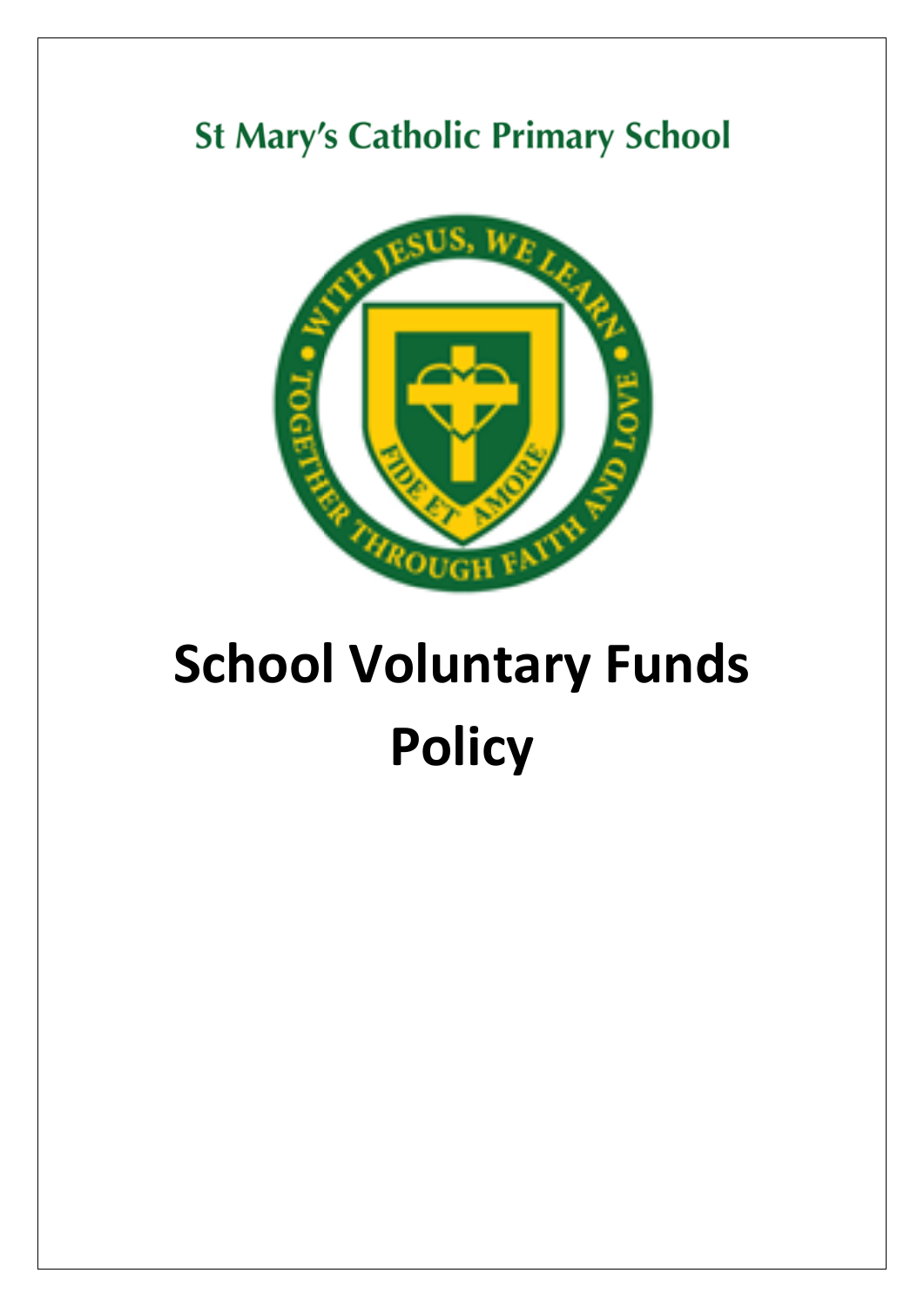St Mary's Catholic Primary School

# School Voluntary Funds Policy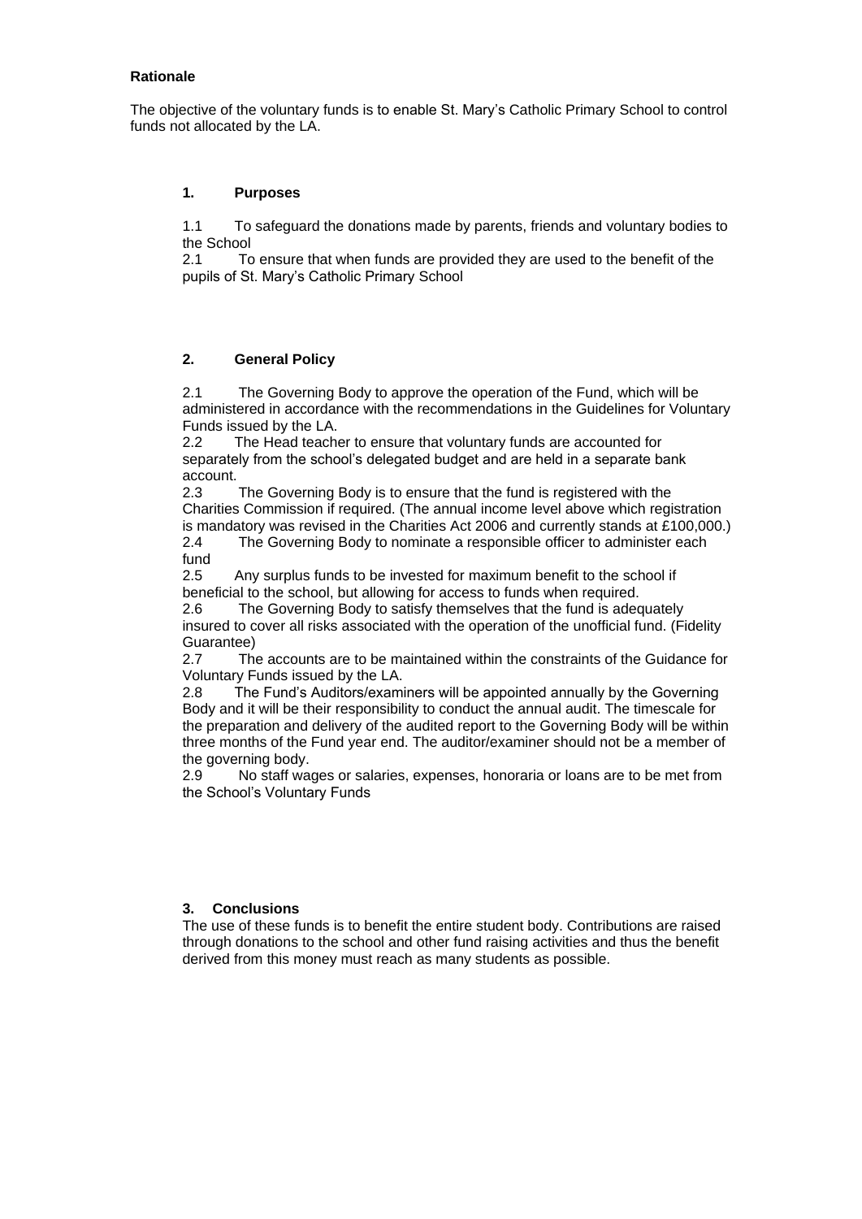**Rationale**

The objective of the voluntary funds is to enable St. Mary's Catholic Primary School to control funds not allocated by the LA.

**1. Purposes**

1.1 To safeguard the donations made by parents, friends and voluntary bodies to the School

2.1 To ensure that when funds are provided they are used to the benefit of the pupils of St. Mary's Catholic Primary School

**2. General Policy**

2.1 The Governing Body to approve the operation of the Fund, which will be administered in accordance with the recommendations in the Guidelines for Voluntary Funds issued by the LA.

2.2 The Head teacher to ensure that voluntary funds are accounted for separately from the school's delegated budget and are held in a separate bank account.

2.3 The Governing Body is to ensure that the fund is registered with the Charities Commission if required. (The annual income level above which registration is mandatory was revised in the Charities Act 2006 and currently stands at £100,000.)

2.4 The Governing Body to nominate a responsible officer to administer each fund

2.5 Any surplus funds to be invested for maximum benefit to the school if beneficial to the school, but allowing for access to funds when required.

2.6 The Governing Body to satisfy themselves that the fund is adequately insured to cover all risks associated with the operation of the unofficial fund. (Fidelity Guarantee)

2.7 The accounts are to be maintained within the constraints of the Guidance for Voluntary Funds issued by the LA.

2.8 The Fund's Auditors/examiners will be appointed annually by the Governing Body and it will be their responsibility to conduct the annual audit. The timescale for the preparation and delivery of the audited report to the Governing Body will be within three months of the Fund year end. The auditor/examiner should not be a member of the governing body.

2.9 No staff wages or salaries, expenses, honoraria or loans are to be met from the School's Voluntary Funds

**3. Conclusions**

The use of these funds is to benefit the entire student body. Contributions are raised through donations to the school and other fund raising activities and thus the benefit derived from this money must reach as many students as possible.